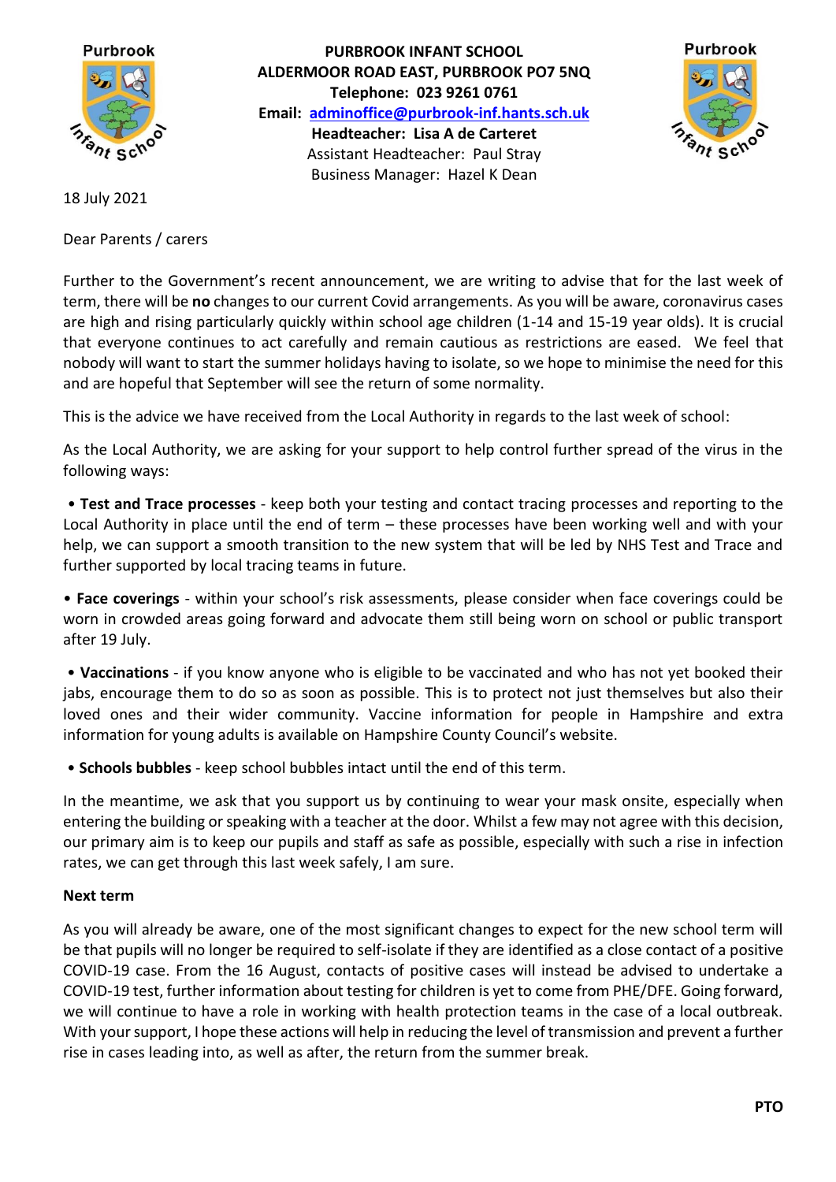**PURBROOK INFANT SCHOOL**
**ALDERMOOR ROAD EAST, PURBROOK PO7 5NQ**
**Telephone: 023 9261 0761**
**Email: adminoffice@purbrook-inf.hants.sch.uk**
**Headteacher: Lisa A de Carteret**
Assistant Headteacher: Paul Stray
Business Manager: Hazel K Dean

18 July 2021

Dear Parents / carers

Further to the Government's recent announcement, we are writing to advise that for the last week of term, there will be **no** changes to our current Covid arrangements. As you will be aware, coronavirus cases are high and rising particularly quickly within school age children (1-14 and 15-19 year olds). It is crucial that everyone continues to act carefully and remain cautious as restrictions are eased. We feel that nobody will want to start the summer holidays having to isolate, so we hope to minimise the need for this and are hopeful that September will see the return of some normality.

This is the advice we have received from the Local Authority in regards to the last week of school:

As the Local Authority, we are asking for your support to help control further spread of the virus in the following ways:

- **Test and Trace processes** - keep both your testing and contact tracing processes and reporting to the Local Authority in place until the end of term – these processes have been working well and with your help, we can support a smooth transition to the new system that will be led by NHS Test and Trace and further supported by local tracing teams in future.
- **Face coverings** - within your school's risk assessments, please consider when face coverings could be worn in crowded areas going forward and advocate them still being worn on school or public transport after 19 July.
- **Vaccinations** - if you know anyone who is eligible to be vaccinated and who has not yet booked their jabs, encourage them to do so as soon as possible. This is to protect not just themselves but also their loved ones and their wider community. Vaccine information for people in Hampshire and extra information for young adults is available on Hampshire County Council's website.
- **Schools bubbles** - keep school bubbles intact until the end of this term.

In the meantime, we ask that you support us by continuing to wear your mask onsite, especially when entering the building or speaking with a teacher at the door. Whilst a few may not agree with this decision, our primary aim is to keep our pupils and staff as safe as possible, especially with such a rise in infection rates, we can get through this last week safely, I am sure.

**Next term**

As you will already be aware, one of the most significant changes to expect for the new school term will be that pupils will no longer be required to self-isolate if they are identified as a close contact of a positive COVID-19 case. From the 16 August, contacts of positive cases will instead be advised to undertake a COVID-19 test, further information about testing for children is yet to come from PHE/DFE. Going forward, we will continue to have a role in working with health protection teams in the case of a local outbreak. With your support, I hope these actions will help in reducing the level of transmission and prevent a further rise in cases leading into, as well as after, the return from the summer break.

**PTO**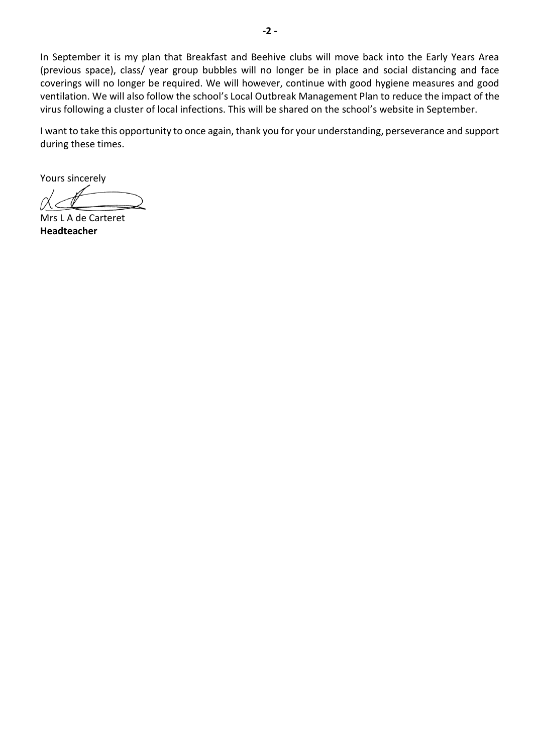In September it is my plan that Breakfast and Beehive clubs will move back into the Early Years Area (previous space), class/ year group bubbles will no longer be in place and social distancing and face coverings will no longer be required. We will however, continue with good hygiene measures and good ventilation. We will also follow the school's Local Outbreak Management Plan to reduce the impact of the virus following a cluster of local infections. This will be shared on the school's website in September.

I want to take this opportunity to once again, thank you for your understanding, perseverance and support during these times.

Yours sincerely

Mrs L A de Carteret
**Headteacher**